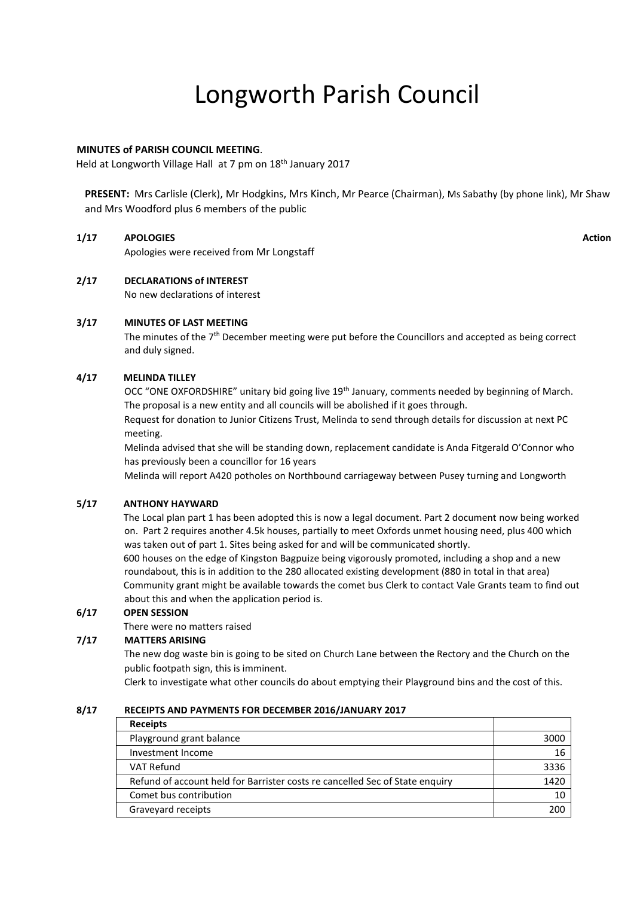# Longworth Parish Council

**MINUTES of PARISH COUNCIL MEETING**.

Held at Longworth Village Hall at 7 pm on 18th January 2017

**PRESENT:** Mrs Carlisle (Clerk), Mr Hodgkins, Mrs Kinch, Mr Pearce (Chairman), Ms Sabathy (by phone link), Mr Shaw and Mrs Woodford plus 6 members of the public

**1/17 APOLOGIES** **Action**

Apologies were received from Mr Longstaff

**2/17 DECLARATIONS of INTEREST**

No new declarations of interest

**3/17 MINUTES OF LAST MEETING**

The minutes of the 7th December meeting were put before the Councillors and accepted as being correct and duly signed.

**4/17 MELINDA TILLEY**

OCC "ONE OXFORDSHIRE" unitary bid going live 19th January, comments needed by beginning of March. The proposal is a new entity and all councils will be abolished if it goes through.

Request for donation to Junior Citizens Trust, Melinda to send through details for discussion at next PC meeting.

Melinda advised that she will be standing down, replacement candidate is Anda Fitgerald O'Connor who has previously been a councillor for 16 years

Melinda will report A420 potholes on Northbound carriageway between Pusey turning and Longworth

**5/17 ANTHONY HAYWARD**

The Local plan part 1 has been adopted this is now a legal document. Part 2 document now being worked on. Part 2 requires another 4.5k houses, partially to meet Oxfords unmet housing need, plus 400 which was taken out of part 1. Sites being asked for and will be communicated shortly.

600 houses on the edge of Kingston Bagpuize being vigorously promoted, including a shop and a new roundabout, this is in addition to the 280 allocated existing development (880 in total in that area)

Community grant might be available towards the comet bus Clerk to contact Vale Grants team to find out about this and when the application period is.

**6/17 OPEN SESSION**

There were no matters raised

**7/17 MATTERS ARISING**

The new dog waste bin is going to be sited on Church Lane between the Rectory and the Church on the public footpath sign, this is imminent.

Clerk to investigate what other councils do about emptying their Playground bins and the cost of this.

**8/17 RECEIPTS AND PAYMENTS FOR DECEMBER 2016/JANUARY 2017**

| Receipts | |
|---|---|
| Playground grant balance | 3000 |
| Investment Income | 16 |
| VAT Refund | 3336 |
| Refund of account held for Barrister costs re cancelled Sec of State enquiry | 1420 |
| Comet bus contribution | 10 |
| Graveyard receipts | 200 |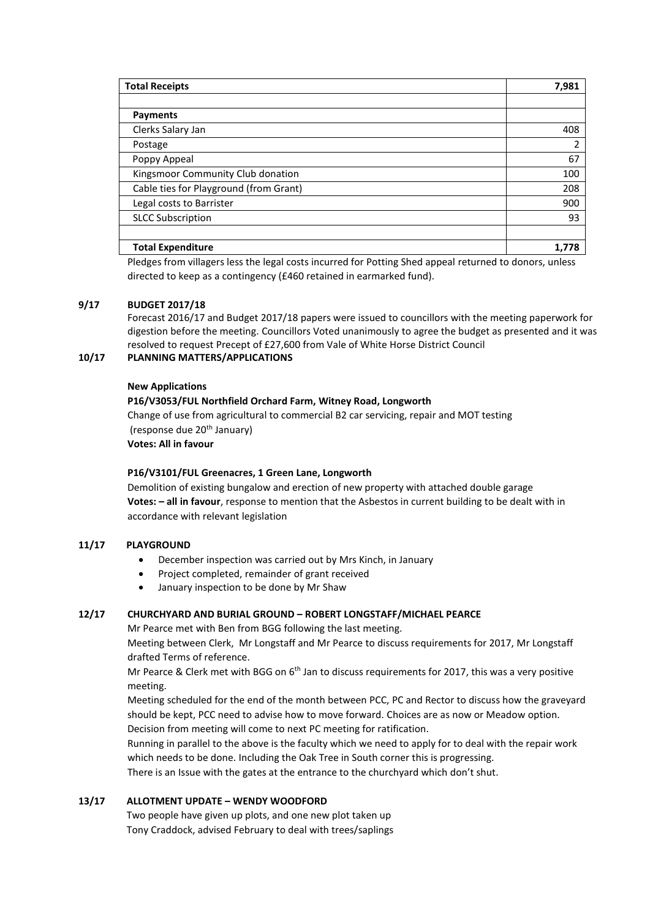| Total Receipts | 7,981 |
|---|---|
| | |
| **Payments** | |
| Clerks Salary Jan | 408 |
| Postage | 2 |
| Poppy Appeal | 67 |
| Kingsmoor Community Club donation | 100 |
| Cable ties for Playground (from Grant) | 208 |
| Legal costs to Barrister | 900 |
| SLCC Subscription | 93 |
| | |
| **Total Expenditure** | **1,778** |

Pledges from villagers less the legal costs incurred for Potting Shed appeal returned to donors, unless directed to keep as a contingency (£460 retained in earmarked fund).

## 9/17 BUDGET 2017/18

Forecast 2016/17 and Budget 2017/18 papers were issued to councillors with the meeting paperwork for digestion before the meeting. Councillors Voted unanimously to agree the budget as presented and it was resolved to request Precept of £27,600 from Vale of White Horse District Council

## 10/17 PLANNING MATTERS/APPLICATIONS

**New Applications**

**P16/V3053/FUL Northfield Orchard Farm, Witney Road, Longworth**

Change of use from agricultural to commercial B2 car servicing, repair and MOT testing (response due 20th January)

**Votes: All in favour**

**P16/V3101/FUL Greenacres, 1 Green Lane, Longworth**

Demolition of existing bungalow and erection of new property with attached double garage

**Votes: – all in favour**, response to mention that the Asbestos in current building to be dealt with in accordance with relevant legislation

## 11/17 PLAYGROUND

- December inspection was carried out by Mrs Kinch, in January
- Project completed, remainder of grant received
- January inspection to be done by Mr Shaw

## 12/17 CHURCHYARD AND BURIAL GROUND – ROBERT LONGSTAFF/MICHAEL PEARCE

Mr Pearce met with Ben from BGG following the last meeting.

Meeting between Clerk, Mr Longstaff and Mr Pearce to discuss requirements for 2017, Mr Longstaff drafted Terms of reference.

Mr Pearce & Clerk met with BGG on 6th Jan to discuss requirements for 2017, this was a very positive meeting.

Meeting scheduled for the end of the month between PCC, PC and Rector to discuss how the graveyard should be kept, PCC need to advise how to move forward. Choices are as now or Meadow option. Decision from meeting will come to next PC meeting for ratification.

Running in parallel to the above is the faculty which we need to apply for to deal with the repair work which needs to be done. Including the Oak Tree in South corner this is progressing.

There is an Issue with the gates at the entrance to the churchyard which don't shut.

## 13/17 ALLOTMENT UPDATE – WENDY WOODFORD

Two people have given up plots, and one new plot taken up

Tony Craddock, advised February to deal with trees/saplings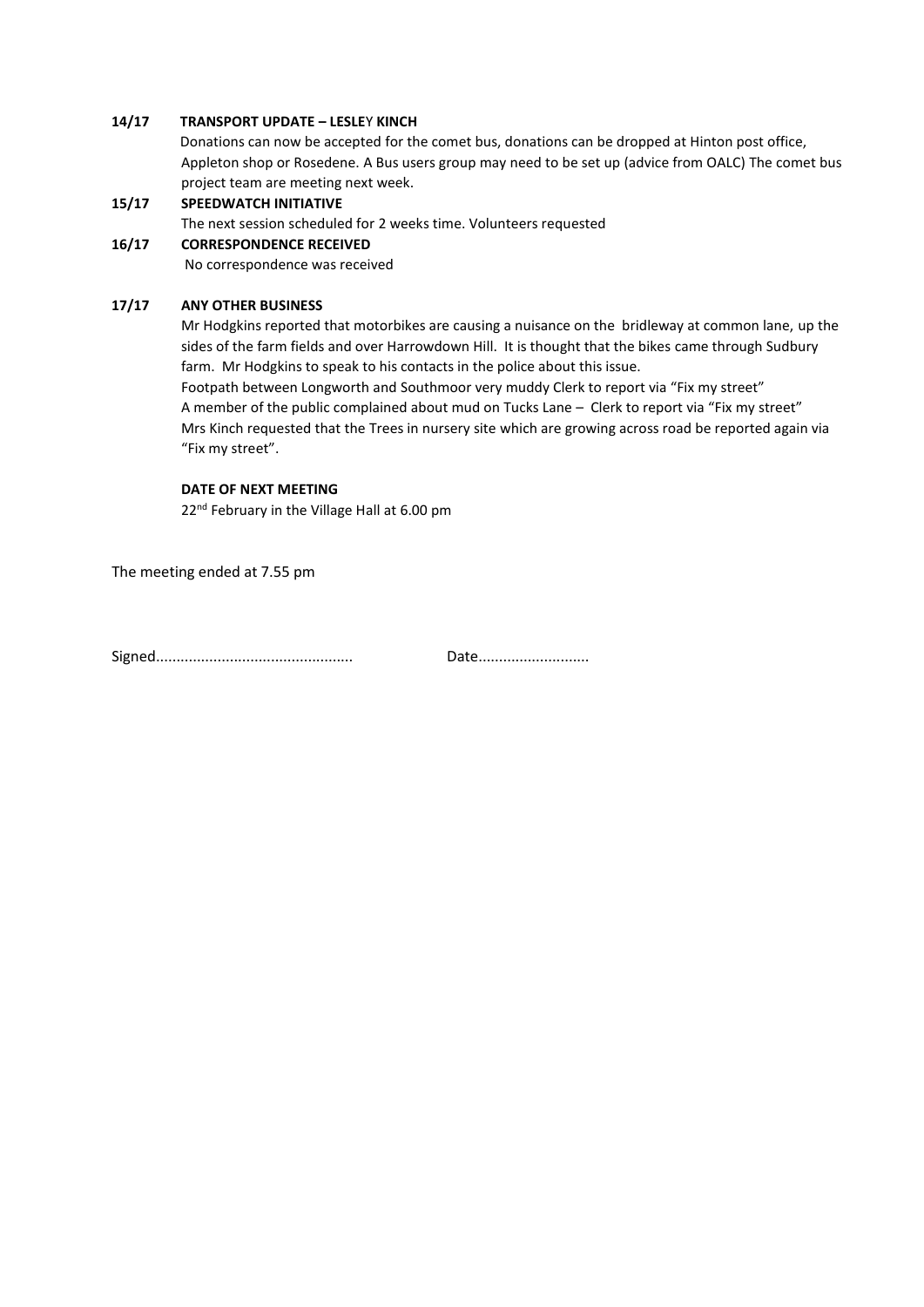**14/17 TRANSPORT UPDATE – LESLEY KINCH**

Donations can now be accepted for the comet bus, donations can be dropped at Hinton post office, Appleton shop or Rosedene. A Bus users group may need to be set up (advice from OALC) The comet bus project team are meeting next week.

**15/17 SPEEDWATCH INITIATIVE**

The next session scheduled for 2 weeks time. Volunteers requested

**16/17 CORRESPONDENCE RECEIVED**

No correspondence was received

**17/17 ANY OTHER BUSINESS**

Mr Hodgkins reported that motorbikes are causing a nuisance on the bridleway at common lane, up the sides of the farm fields and over Harrowdown Hill. It is thought that the bikes came through Sudbury farm. Mr Hodgkins to speak to his contacts in the police about this issue.

Footpath between Longworth and Southmoor very muddy Clerk to report via "Fix my street"

A member of the public complained about mud on Tucks Lane – Clerk to report via "Fix my street"

Mrs Kinch requested that the Trees in nursery site which are growing across road be reported again via "Fix my street".

**DATE OF NEXT MEETING**

22nd February in the Village Hall at 6.00 pm

The meeting ended at 7.55 pm

Signed................................................ Date...........................